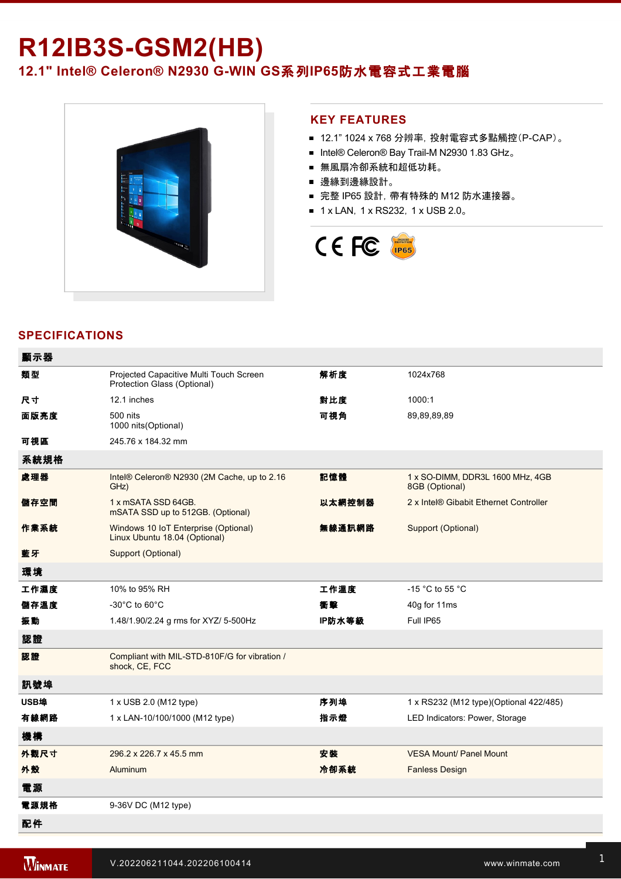# R12IB3S-GSM2(HB)

## 12.1" Intel® Celeron® N2930 G-WIN GS系列IP65防水電容式工業電腦

## KEY FEATURES

- 12.1" 1024 x 768 分辨率，投射電容式多點觸控(P-CAP)。
- Intel® Celeron® Bay Trail-M N2930 1.83 GHz。
- 無風扇冷卻系統和超低功耗。
- 邊緣到邊緣設計。
- 完整 IP65 設計，帶有特殊的 M12 防水連接器。
- 1 x LAN，1 x RS232，1 x USB 2.0。

## SPECIFICATIONS

| 顯示器 | | | |
|---|---|---|---|
| 類型 | Projected Capacitive Multi Touch Screen<br>Protection Glass (Optional) | 解析度 | 1024x768 |
| 尺寸 | 12.1 inches | 對比度 | 1000:1 |
| 面版亮度 | 500 nits<br>1000 nits(Optional) | 可視角 | 89,89,89,89 |
| 可視區 | 245.76 x 184.32 mm | | |
| **系統規格** | | | |
| 處理器 | Intel® Celeron® N2930 (2M Cache, up to 2.16 GHz) | 記憶體 | 1 x SO-DIMM, DDR3L 1600 MHz, 4GB<br>8GB (Optional) |
| 儲存空間 | 1 x mSATA SSD 64GB.<br>mSATA SSD up to 512GB. (Optional) | 以太網控制器 | 2 x Intel® Gibabit Ethernet Controller |
| 作業系統 | Windows 10 IoT Enterprise (Optional)<br>Linux Ubuntu 18.04 (Optional) | 無線通訊網路 | Support (Optional) |
| 藍牙 | Support (Optional) | | |
| **環境** | | | |
| 工作濕度 | 10% to 95% RH | 工作溫度 | -15 °C to 55 °C |
| 儲存溫度 | -30°C to 60°C | 衝擊 | 40g for 11ms |
| 振動 | 1.48/1.90/2.24 g rms for XYZ/ 5-500Hz | IP防水等級 | Full IP65 |
| **認證** | | | |
| 認證 | Compliant with MIL-STD-810F/G for vibration / shock, CE, FCC | | |
| **訊號埠** | | | |
| USB埠 | 1 x USB 2.0 (M12 type) | 序列埠 | 1 x RS232 (M12 type)(Optional 422/485) |
| 有線網路 | 1 x LAN-10/100/1000 (M12 type) | 指示燈 | LED Indicators: Power, Storage |
| **機構** | | | |
| 外觀尺寸 | 296.2 x 226.7 x 45.5 mm | 安裝 | VESA Mount/ Panel Mount |
| 外殼 | Aluminum | 冷卻系統 | Fanless Design |
| **電源** | | | |
| 電源規格 | 9-36V DC (M12 type) | | |
| **配件** | | | |

V.202206211044.202206100414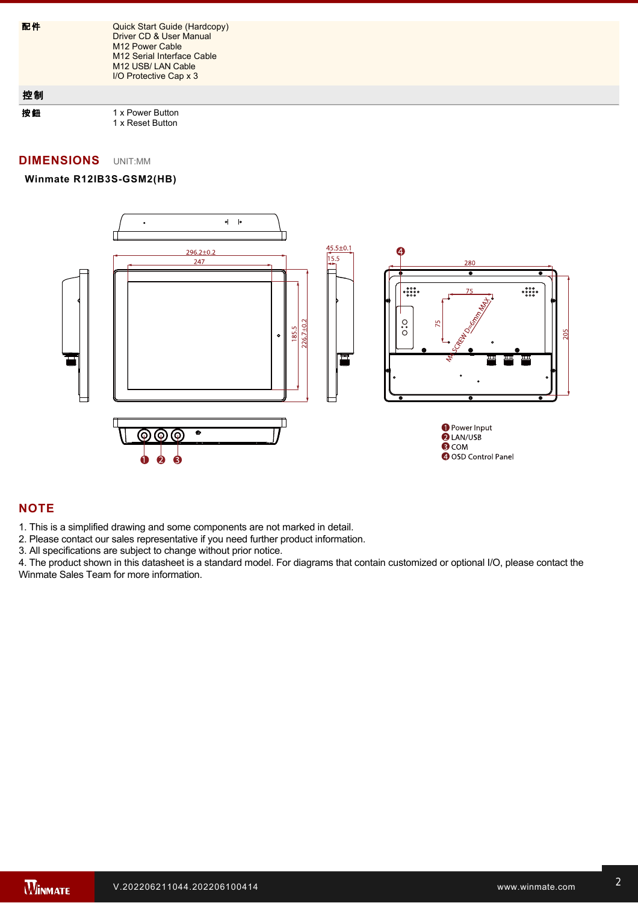| | |
|---|---|
| 配件 | Quick Start Guide (Hardcopy)<br>Driver CD & User Manual<br>M12 Power Cable<br>M12 Serial Interface Cable<br>M12 USB/ LAN Cable<br>I/O Protective Cap x 3 |
| **控制** | |
| 按鈕 | 1 x Power Button<br>1 x Reset Button |

## DIMENSIONS UNIT:MM

**Winmate R12IB3S-GSM2(HB)**

296.2±0.2
247
185.5
226.7±0.2
45.5±0.1
15.5
280
75
75
205
M4 SCREW D=6mm MAX

❶ Power Input
❷ LAN/USB
❸ COM
❹ OSD Control Panel

## NOTE

1. This is a simplified drawing and some components are not marked in detail.
2. Please contact our sales representative if you need further product information.
3. All specifications are subject to change without prior notice.
4. The product shown in this datasheet is a standard model. For diagrams that contain customized or optional I/O, please contact the Winmate Sales Team for more information.